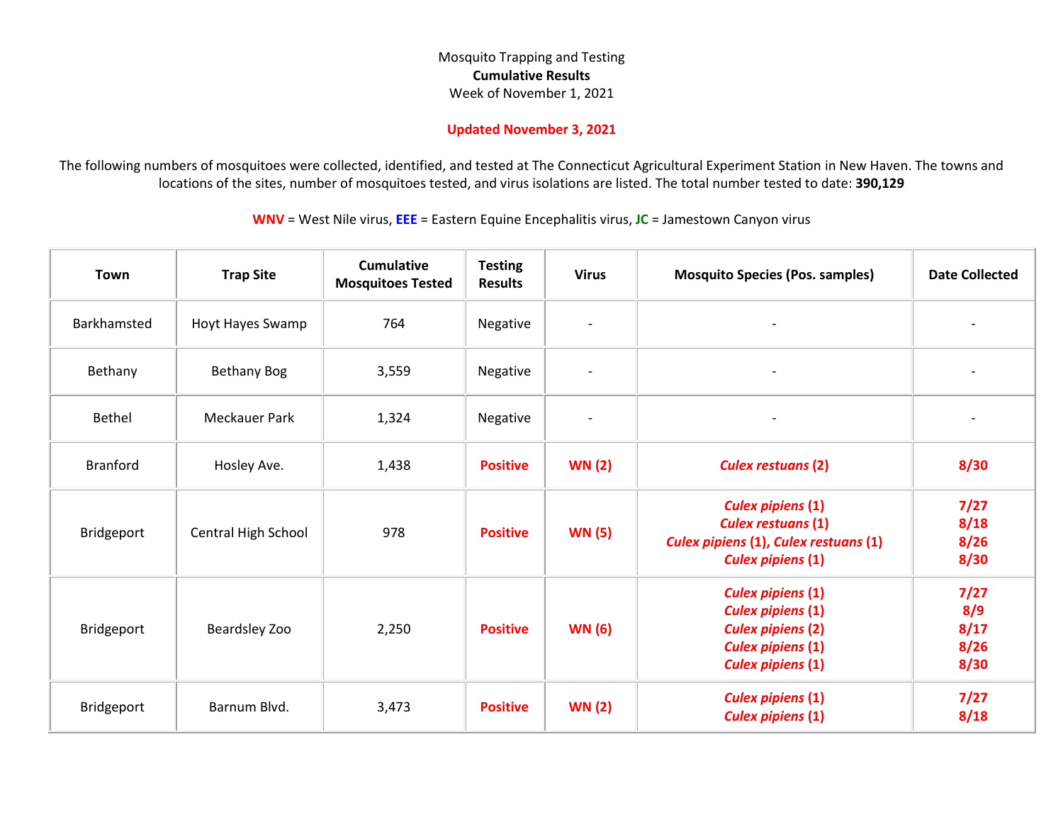Mosquito Trapping and Testing
**Cumulative Results**
Week of November 1, 2021

**Updated November 3, 2021**

The following numbers of mosquitoes were collected, identified, and tested at The Connecticut Agricultural Experiment Station in New Haven. The towns and locations of the sites, number of mosquitoes tested, and virus isolations are listed. The total number tested to date: **390,129**

**WNV** = West Nile virus, **EEE** = Eastern Equine Encephalitis virus, **JC** = Jamestown Canyon virus

| Town | Trap Site | Cumulative Mosquitoes Tested | Testing Results | Virus | Mosquito Species (Pos. samples) | Date Collected |
|---|---|---|---|---|---|---|
| Barkhamsted | Hoyt Hayes Swamp | 764 | Negative | - | - | - |
| Bethany | Bethany Bog | 3,559 | Negative | - | - | - |
| Bethel | Meckauer Park | 1,324 | Negative | - | - | - |
| Branford | Hosley Ave. | 1,438 | **Positive** | **WN (2)** | ***Culex restuans* (2)** | **8/30** |
| Bridgeport | Central High School | 978 | **Positive** | **WN (5)** | ***Culex pipiens* (1)**<br>***Culex restuans* (1)**<br>***Culex pipiens* (1), *Culex restuans* (1)**<br>***Culex pipiens* (1)** | **7/27**<br>**8/18**<br>**8/26**<br>**8/30** |
| Bridgeport | Beardsley Zoo | 2,250 | **Positive** | **WN (6)** | ***Culex pipiens* (1)**<br>***Culex pipiens* (1)**<br>***Culex pipiens* (2)**<br>***Culex pipiens* (1)**<br>***Culex pipiens* (1)** | **7/27**<br>**8/9**<br>**8/17**<br>**8/26**<br>**8/30** |
| Bridgeport | Barnum Blvd. | 3,473 | **Positive** | **WN (2)** | ***Culex pipiens* (1)**<br>***Culex pipiens* (1)** | **7/27**<br>**8/18** |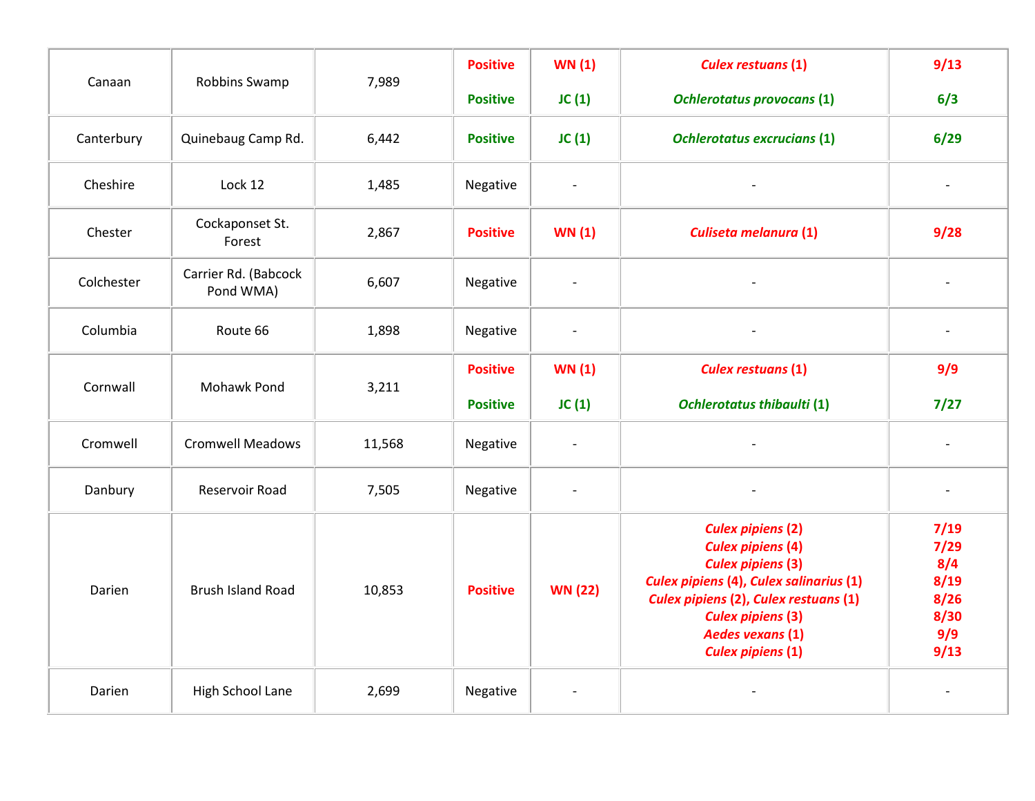| | | | | | | |
|---|---|---|---|---|---|---|
| Canaan | Robbins Swamp | 7,989 | **Positive**<br>**Positive** | **WN (1)**<br>**JC (1)** | ***Culex restuans* (1)**<br>***Ochlerotatus provocans* (1)** | **9/13**<br>**6/3** |
| Canterbury | Quinebaug Camp Rd. | 6,442 | **Positive** | **JC (1)** | ***Ochlerotatus excrucians* (1)** | **6/29** |
| Cheshire | Lock 12 | 1,485 | Negative | - | - | - |
| Chester | Cockaponset St. Forest | 2,867 | **Positive** | **WN (1)** | ***Culiseta melanura* (1)** | **9/28** |
| Colchester | Carrier Rd. (Babcock Pond WMA) | 6,607 | Negative | - | - | - |
| Columbia | Route 66 | 1,898 | Negative | - | - | - |
| Cornwall | Mohawk Pond | 3,211 | **Positive**<br>**Positive** | **WN (1)**<br>**JC (1)** | ***Culex restuans* (1)**<br>***Ochlerotatus thibaulti* (1)** | **9/9**<br>**7/27** |
| Cromwell | Cromwell Meadows | 11,568 | Negative | - | - | - |
| Danbury | Reservoir Road | 7,505 | Negative | - | - | - |
| Darien | Brush Island Road | 10,853 | **Positive** | **WN (22)** | ***Culex pipiens* (2)**<br>***Culex pipiens* (4)**<br>***Culex pipiens* (3)**<br>***Culex pipiens* (4), *Culex salinarius* (1)**<br>***Culex pipiens* (2), *Culex restuans* (1)**<br>***Culex pipiens* (3)**<br>***Aedes vexans* (1)**<br>***Culex pipiens* (1)** | **7/19**<br>**7/29**<br>**8/4**<br>**8/19**<br>**8/26**<br>**8/30**<br>**9/9**<br>**9/13** |
| Darien | High School Lane | 2,699 | Negative | - | - | - |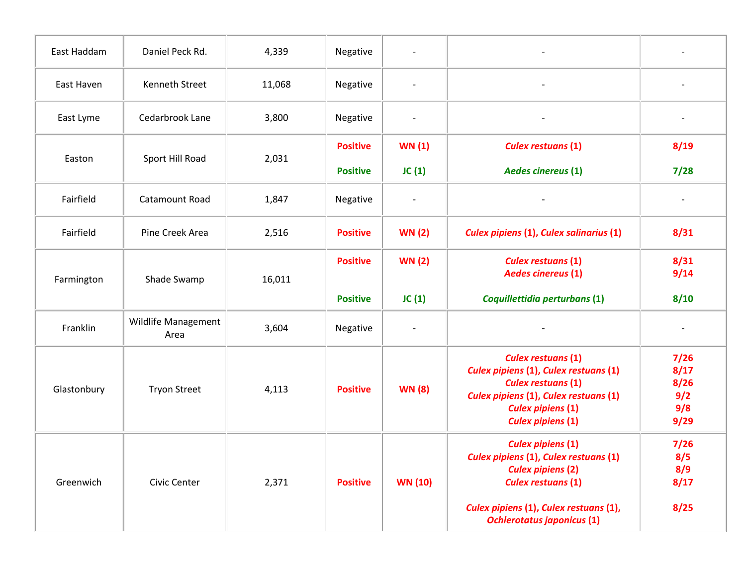| | | | | | | |
|---|---|---|---|---|---|---|
| East Haddam | Daniel Peck Rd. | 4,339 | Negative | - | - | - |
| East Haven | Kenneth Street | 11,068 | Negative | - | - | - |
| East Lyme | Cedarbrook Lane | 3,800 | Negative | - | - | - |
| Easton | Sport Hill Road | 2,031 | **Positive**<br>**Positive** | **WN (1)**<br>**JC (1)** | ***Culex restuans* (1)**<br>***Aedes cinereus* (1)** | **8/19**<br>**7/28** |
| Fairfield | Catamount Road | 1,847 | Negative | - | - | - |
| Fairfield | Pine Creek Area | 2,516 | **Positive** | **WN (2)** | ***Culex pipiens* (1), *Culex salinarius* (1)** | **8/31** |
| Farmington | Shade Swamp | 16,011 | **Positive**<br>**Positive** | **WN (2)**<br>**JC (1)** | ***Culex restuans* (1)**<br>***Aedes cinereus* (1)**<br>***Coquillettidia perturbans* (1)** | **8/31**<br>**9/14**<br>**8/10** |
| Franklin | Wildlife Management Area | 3,604 | Negative | - | - | - |
| Glastonbury | Tryon Street | 4,113 | **Positive** | **WN (8)** | ***Culex restuans* (1)**<br>***Culex pipiens* (1), *Culex restuans* (1)**<br>***Culex restuans* (1)**<br>***Culex pipiens* (1), *Culex restuans* (1)**<br>***Culex pipiens* (1)**<br>***Culex pipiens* (1)** | **7/26**<br>**8/17**<br>**8/26**<br>**9/2**<br>**9/8**<br>**9/29** |
| Greenwich | Civic Center | 2,371 | **Positive** | **WN (10)** | ***Culex pipiens* (1)**<br>***Culex pipiens* (1), *Culex restuans* (1)**<br>***Culex pipiens* (2)**<br>***Culex restuans* (1)**<br>***Culex pipiens* (1), *Culex restuans* (1), *Ochlerotatus japonicus* (1)** | **7/26**<br>**8/5**<br>**8/9**<br>**8/17**<br>**8/25** |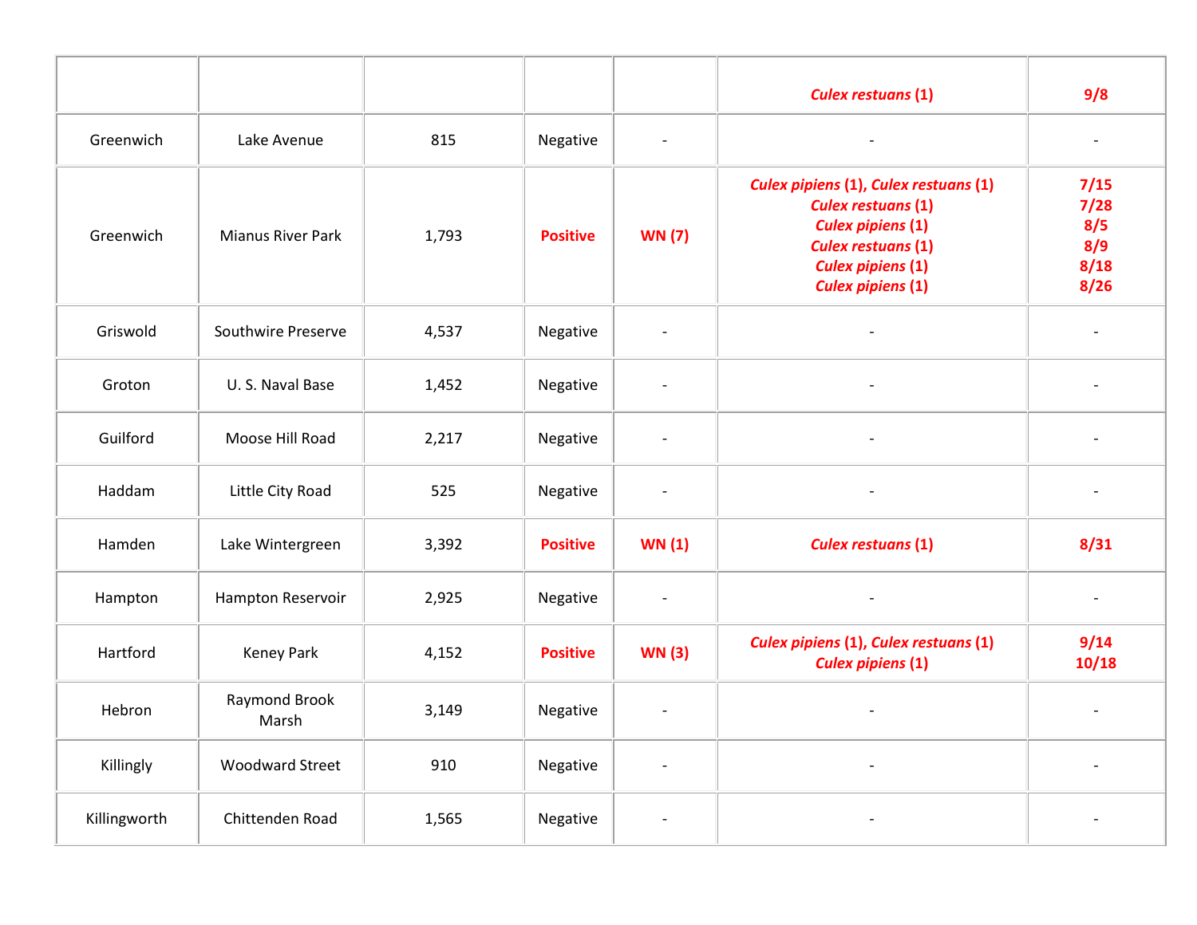| | | | | | | |
|---|---|---|---|---|---|---|
| | | | | | ***Culex restuans* (1)** | **9/8** |
| Greenwich | Lake Avenue | 815 | Negative | - | - | - |
| Greenwich | Mianus River Park | 1,793 | **Positive** | **WN (7)** | ***Culex pipiens* (1), *Culex restuans* (1)**<br>***Culex restuans* (1)**<br>***Culex pipiens* (1)**<br>***Culex restuans* (1)**<br>***Culex pipiens* (1)**<br>***Culex pipiens* (1)** | **7/15**<br>**7/28**<br>**8/5**<br>**8/9**<br>**8/18**<br>**8/26** |
| Griswold | Southwire Preserve | 4,537 | Negative | - | - | - |
| Groton | U. S. Naval Base | 1,452 | Negative | - | - | - |
| Guilford | Moose Hill Road | 2,217 | Negative | - | - | - |
| Haddam | Little City Road | 525 | Negative | - | - | - |
| Hamden | Lake Wintergreen | 3,392 | **Positive** | **WN (1)** | ***Culex restuans* (1)** | **8/31** |
| Hampton | Hampton Reservoir | 2,925 | Negative | - | - | - |
| Hartford | Keney Park | 4,152 | **Positive** | **WN (3)** | ***Culex pipiens* (1), *Culex restuans* (1)**<br>***Culex pipiens* (1)** | **9/14**<br>**10/18** |
| Hebron | Raymond Brook Marsh | 3,149 | Negative | - | - | - |
| Killingly | Woodward Street | 910 | Negative | - | - | - |
| Killingworth | Chittenden Road | 1,565 | Negative | - | - | - |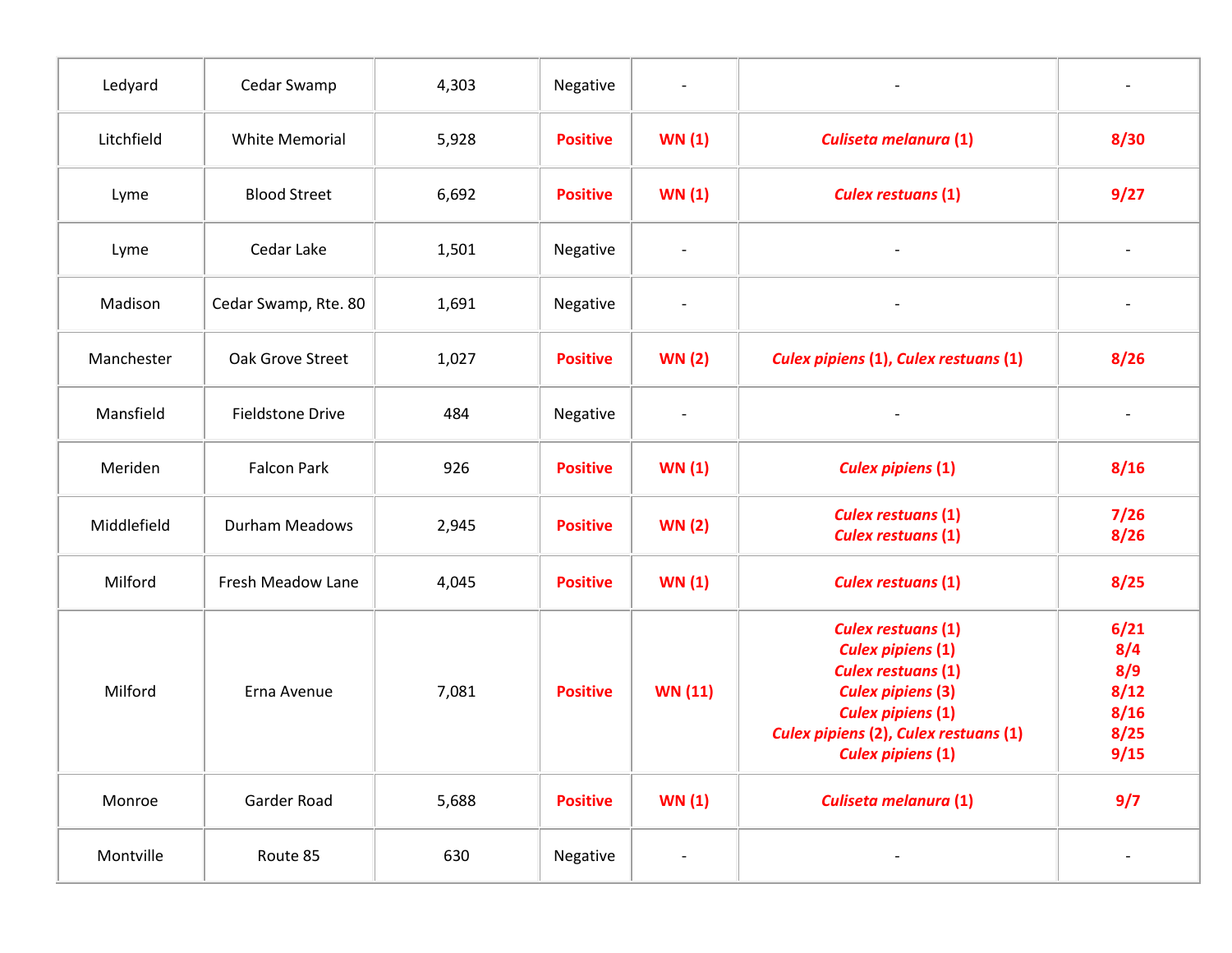| Ledyard | Cedar Swamp | 4,303 | Negative | - | - | - |
|---|---|---|---|---|---|---|
| Litchfield | White Memorial | 5,928 | **Positive** | **WN (1)** | ***Culiseta melanura* (1)** | **8/30** |
| Lyme | Blood Street | 6,692 | **Positive** | **WN (1)** | ***Culex restuans* (1)** | **9/27** |
| Lyme | Cedar Lake | 1,501 | Negative | - | - | - |
| Madison | Cedar Swamp, Rte. 80 | 1,691 | Negative | - | - | - |
| Manchester | Oak Grove Street | 1,027 | **Positive** | **WN (2)** | ***Culex pipiens* (1), *Culex restuans* (1)** | **8/26** |
| Mansfield | Fieldstone Drive | 484 | Negative | - | - | - |
| Meriden | Falcon Park | 926 | **Positive** | **WN (1)** | ***Culex pipiens* (1)** | **8/16** |
| Middlefield | Durham Meadows | 2,945 | **Positive** | **WN (2)** | ***Culex restuans* (1)**<br>***Culex restuans* (1)** | **7/26**<br>**8/26** |
| Milford | Fresh Meadow Lane | 4,045 | **Positive** | **WN (1)** | ***Culex restuans* (1)** | **8/25** |
| Milford | Erna Avenue | 7,081 | **Positive** | **WN (11)** | ***Culex restuans* (1)**<br>***Culex pipiens* (1)**<br>***Culex restuans* (1)**<br>***Culex pipiens* (3)**<br>***Culex pipiens* (1)**<br>***Culex pipiens* (2), *Culex restuans* (1)**<br>***Culex pipiens* (1)** | **6/21**<br>**8/4**<br>**8/9**<br>**8/12**<br>**8/16**<br>**8/25**<br>**9/15** |
| Monroe | Garder Road | 5,688 | **Positive** | **WN (1)** | ***Culiseta melanura* (1)** | **9/7** |
| Montville | Route 85 | 630 | Negative | - | - | - |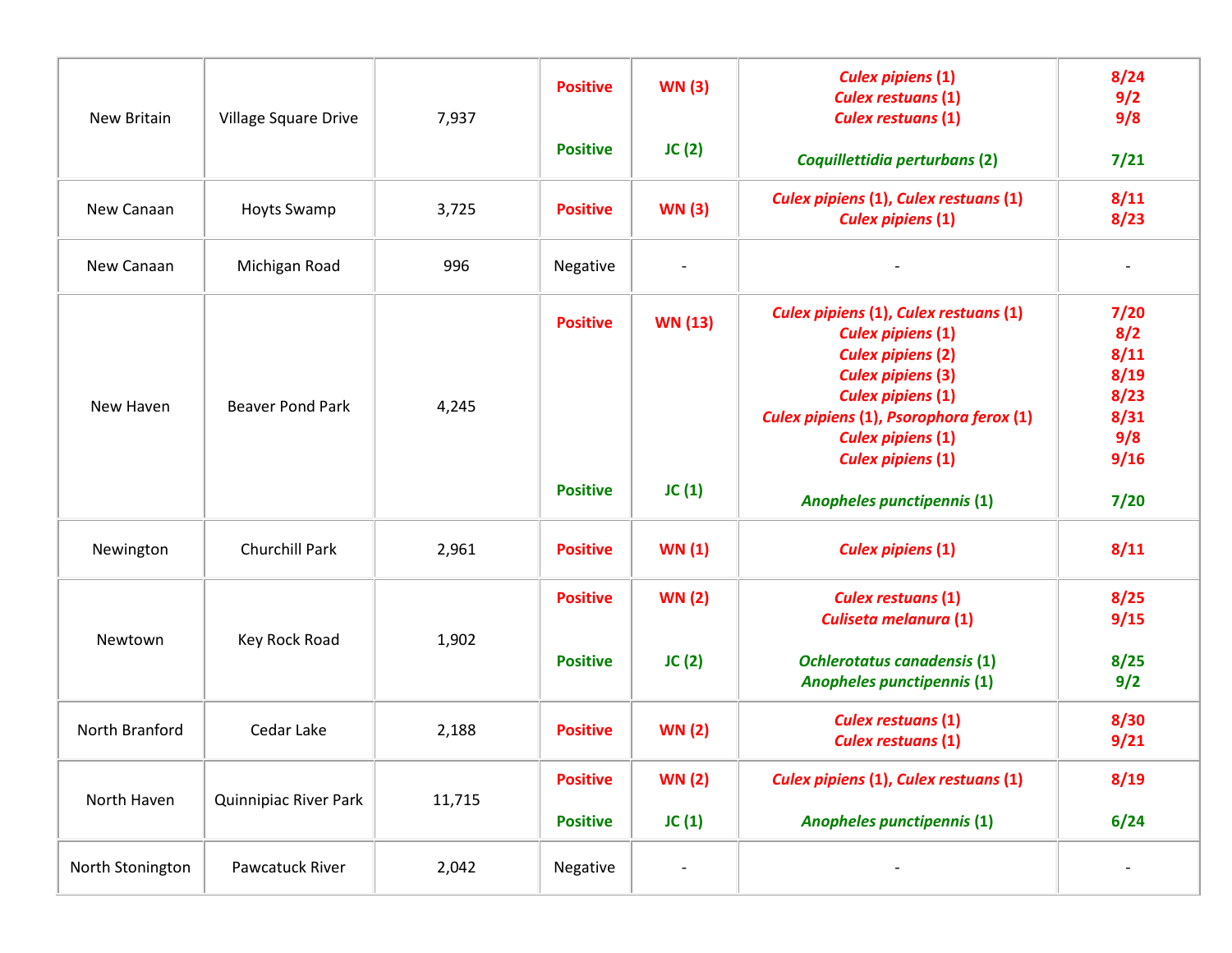| | | | | | | |
|---|---|---|---|---|---|---|
| New Britain | Village Square Drive | 7,937 | Positive<br><br>Positive | WN (3)<br><br>JC (2) | *Culex pipiens* (1)<br>*Culex restuans* (1)<br>*Culex restuans* (1)<br><br>*Coquillettidia perturbans* (2) | 8/24<br>9/2<br>9/8<br><br>7/21 |
| New Canaan | Hoyts Swamp | 3,725 | Positive | WN (3) | *Culex pipiens* (1), *Culex restuans* (1)<br>*Culex pipiens* (1) | 8/11<br>8/23 |
| New Canaan | Michigan Road | 996 | Negative | - | - | - |
| New Haven | Beaver Pond Park | 4,245 | Positive<br><br>Positive | WN (13)<br><br>JC (1) | *Culex pipiens* (1), *Culex restuans* (1)<br>*Culex pipiens* (1)<br>*Culex pipiens* (2)<br>*Culex pipiens* (3)<br>*Culex pipiens* (1)<br>*Culex pipiens* (1), *Psorophora ferox* (1)<br>*Culex pipiens* (1)<br>*Culex pipiens* (1)<br><br>*Anopheles punctipennis* (1) | 7/20<br>8/2<br>8/11<br>8/19<br>8/23<br>8/31<br>9/8<br>9/16<br><br>7/20 |
| Newington | Churchill Park | 2,961 | Positive | WN (1) | *Culex pipiens* (1) | 8/11 |
| Newtown | Key Rock Road | 1,902 | Positive<br><br>Positive | WN (2)<br><br>JC (2) | *Culex restuans* (1)<br>*Culiseta melanura* (1)<br><br>*Ochlerotatus canadensis* (1)<br>*Anopheles punctipennis* (1) | 8/25<br>9/15<br><br>8/25<br>9/2 |
| North Branford | Cedar Lake | 2,188 | Positive | WN (2) | *Culex restuans* (1)<br>*Culex restuans* (1) | 8/30<br>9/21 |
| North Haven | Quinnipiac River Park | 11,715 | Positive<br><br>Positive | WN (2)<br><br>JC (1) | *Culex pipiens* (1), *Culex restuans* (1)<br><br>*Anopheles punctipennis* (1) | 8/19<br><br>6/24 |
| North Stonington | Pawcatuck River | 2,042 | Negative | - | - | - |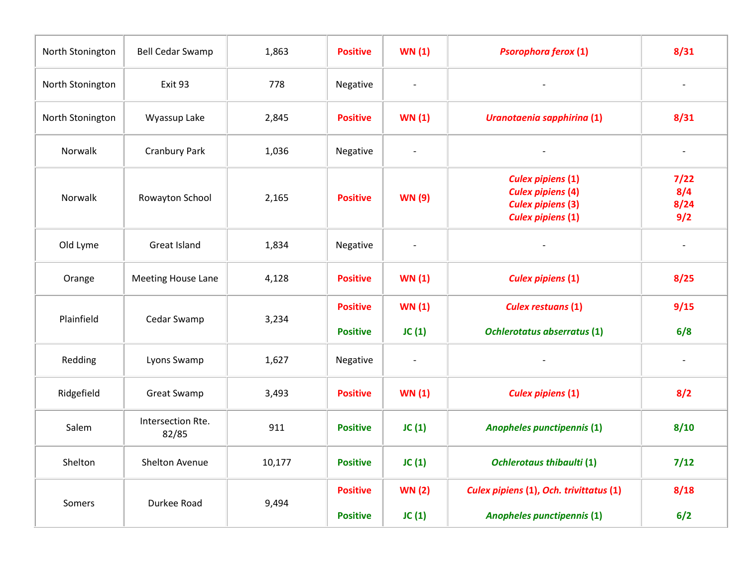| North Stonington | Bell Cedar Swamp | 1,863 | **Positive** | **WN (1)** | ***Psorophora ferox* (1)** | **8/31** |
|---|---|---|---|---|---|---|
| North Stonington | Exit 93 | 778 | Negative | - | - | - |
| North Stonington | Wyassup Lake | 2,845 | **Positive** | **WN (1)** | ***Uranotaenia sapphirina* (1)** | **8/31** |
| Norwalk | Cranbury Park | 1,036 | Negative | - | - | - |
| Norwalk | Rowayton School | 2,165 | **Positive** | **WN (9)** | ***Culex pipiens* (1)**<br>***Culex pipiens* (4)**<br>***Culex pipiens* (3)**<br>***Culex pipiens* (1)** | **7/22**<br>**8/4**<br>**8/24**<br>**9/2** |
| Old Lyme | Great Island | 1,834 | Negative | - | - | - |
| Orange | Meeting House Lane | 4,128 | **Positive** | **WN (1)** | ***Culex pipiens* (1)** | **8/25** |
| Plainfield | Cedar Swamp | 3,234 | **Positive**<br>**Positive** | **WN (1)**<br>**JC (1)** | ***Culex restuans* (1)**<br>***Ochlerotatus abserratus* (1)** | **9/15**<br>**6/8** |
| Redding | Lyons Swamp | 1,627 | Negative | - | - | - |
| Ridgefield | Great Swamp | 3,493 | **Positive** | **WN (1)** | ***Culex pipiens* (1)** | **8/2** |
| Salem | Intersection Rte. 82/85 | 911 | **Positive** | **JC (1)** | ***Anopheles punctipennis* (1)** | **8/10** |
| Shelton | Shelton Avenue | 10,177 | **Positive** | **JC (1)** | ***Ochlerotaus thibaulti* (1)** | **7/12** |
| Somers | Durkee Road | 9,494 | **Positive**<br>**Positive** | **WN (2)**<br>**JC (1)** | ***Culex pipiens* (1), *Och. trivittatus* (1)**<br>***Anopheles punctipennis* (1)** | **8/18**<br>**6/2** |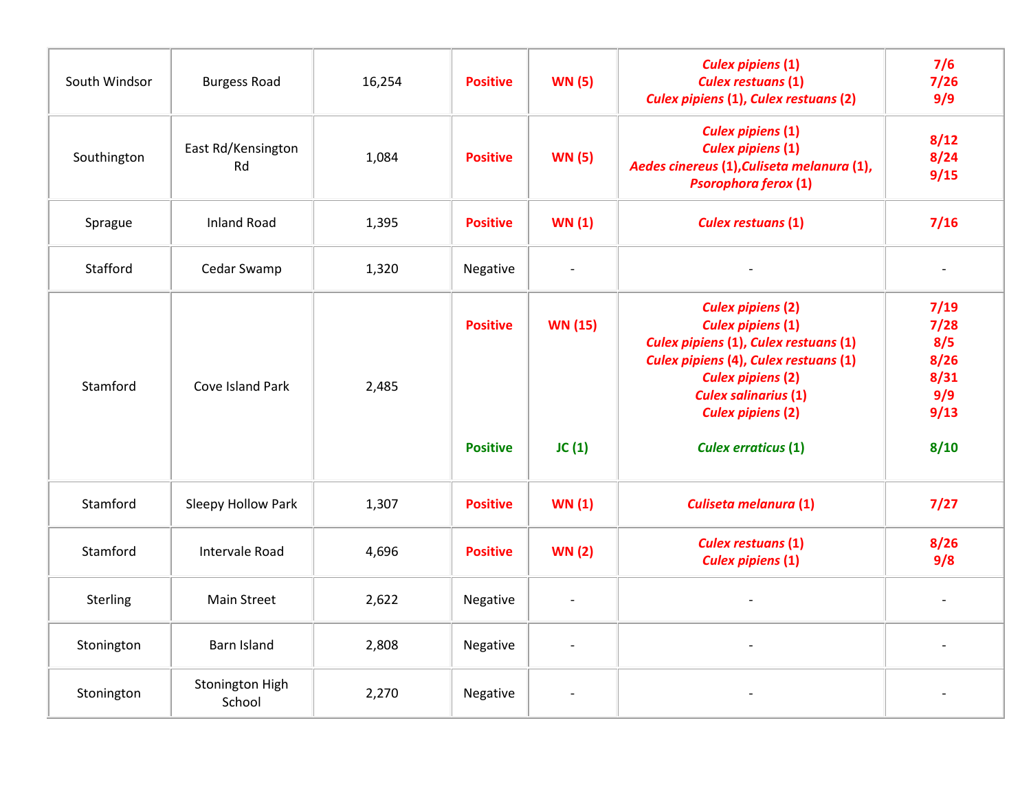| South Windsor | Burgess Road | 16,254 | **Positive** | **WN (5)** | ***Culex pipiens* (1)**<br>***Culex restuans* (1)**<br>***Culex pipiens* (1), *Culex restuans* (2)** | **7/6**<br>**7/26**<br>**9/9** |
|---|---|---|---|---|---|---|
| Southington | East Rd/Kensington Rd | 1,084 | **Positive** | **WN (5)** | ***Culex pipiens* (1)**<br>***Culex pipiens* (1)**<br>***Aedes cinereus* (1),*Culiseta melanura* (1), *Psorophora ferox* (1)** | **8/12**<br>**8/24**<br>**9/15** |
| Sprague | Inland Road | 1,395 | **Positive** | **WN (1)** | ***Culex restuans* (1)** | **7/16** |
| Stafford | Cedar Swamp | 1,320 | Negative | - | - | - |
| Stamford | Cove Island Park | 2,485 | **Positive**<br><br><br><br><br><br><br>**Positive** | **WN (15)**<br><br><br><br><br><br><br>**JC (1)** | ***Culex pipiens* (2)**<br>***Culex pipiens* (1)**<br>***Culex pipiens* (1), *Culex restuans* (1)**<br>***Culex pipiens* (4), *Culex restuans* (1)**<br>***Culex pipiens* (2)**<br>***Culex salinarius* (1)**<br>***Culex pipiens* (2)**<br>***Culex erraticus* (1)** | **7/19**<br>**7/28**<br>**8/5**<br>**8/26**<br>**8/31**<br>**9/9**<br>**9/13**<br>**8/10** |
| Stamford | Sleepy Hollow Park | 1,307 | **Positive** | **WN (1)** | ***Culiseta melanura* (1)** | **7/27** |
| Stamford | Intervale Road | 4,696 | **Positive** | **WN (2)** | ***Culex restuans* (1)**<br>***Culex pipiens* (1)** | **8/26**<br>**9/8** |
| Sterling | Main Street | 2,622 | Negative | - | - | - |
| Stonington | Barn Island | 2,808 | Negative | - | - | - |
| Stonington | Stonington High School | 2,270 | Negative | - | - | - |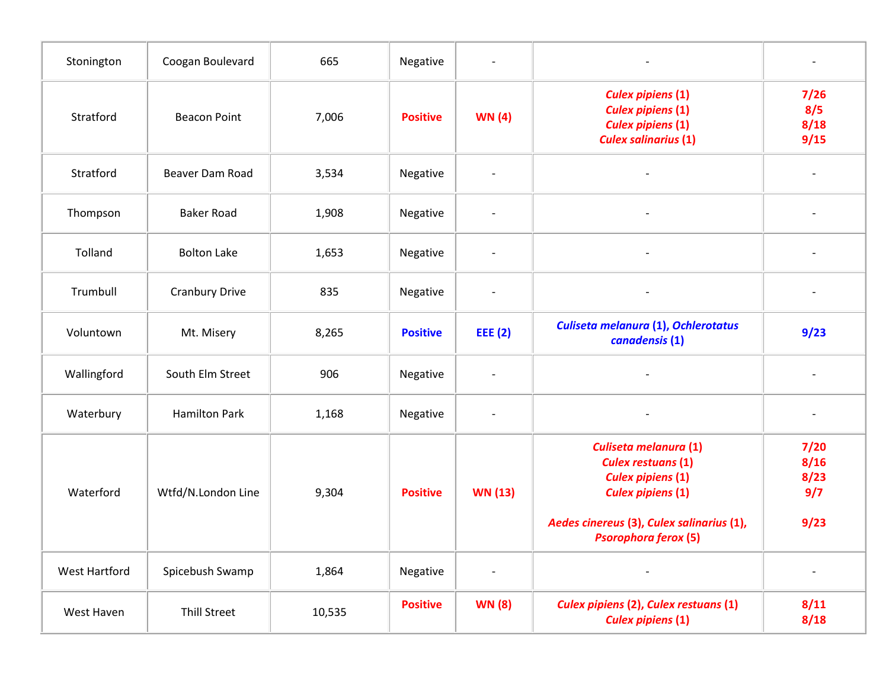| Stonington | Coogan Boulevard | 665 | Negative | - | - | - |
|---|---|---|---|---|---|---|
| Stratford | Beacon Point | 7,006 | **Positive** | **WN (4)** | ***Culex pipiens* (1)**<br>***Culex pipiens* (1)**<br>***Culex pipiens* (1)**<br>***Culex salinarius* (1)** | **7/26**<br>**8/5**<br>**8/18**<br>**9/15** |
| Stratford | Beaver Dam Road | 3,534 | Negative | - | - | - |
| Thompson | Baker Road | 1,908 | Negative | - | - | - |
| Tolland | Bolton Lake | 1,653 | Negative | - | - | - |
| Trumbull | Cranbury Drive | 835 | Negative | - | - | - |
| Voluntown | Mt. Misery | 8,265 | **Positive** | **EEE (2)** | ***Culiseta melanura* (1), *Ochlerotatus canadensis* (1)** | **9/23** |
| Wallingford | South Elm Street | 906 | Negative | - | - | - |
| Waterbury | Hamilton Park | 1,168 | Negative | - | - | - |
| Waterford | Wtfd/N.London Line | 9,304 | **Positive** | **WN (13)** | ***Culiseta melanura* (1)**<br>***Culex restuans* (1)**<br>***Culex pipiens* (1)**<br>***Culex pipiens* (1)**<br>***Aedes cinereus* (3), *Culex salinarius* (1), *Psorophora ferox* (5)** | **7/20**<br>**8/16**<br>**8/23**<br>**9/7**<br>**9/23** |
| West Hartford | Spicebush Swamp | 1,864 | Negative | - | - | - |
| West Haven | Thill Street | 10,535 | **Positive** | **WN (8)** | ***Culex pipiens* (2), *Culex restuans* (1)**<br>***Culex pipiens* (1)** | **8/11**<br>**8/18** |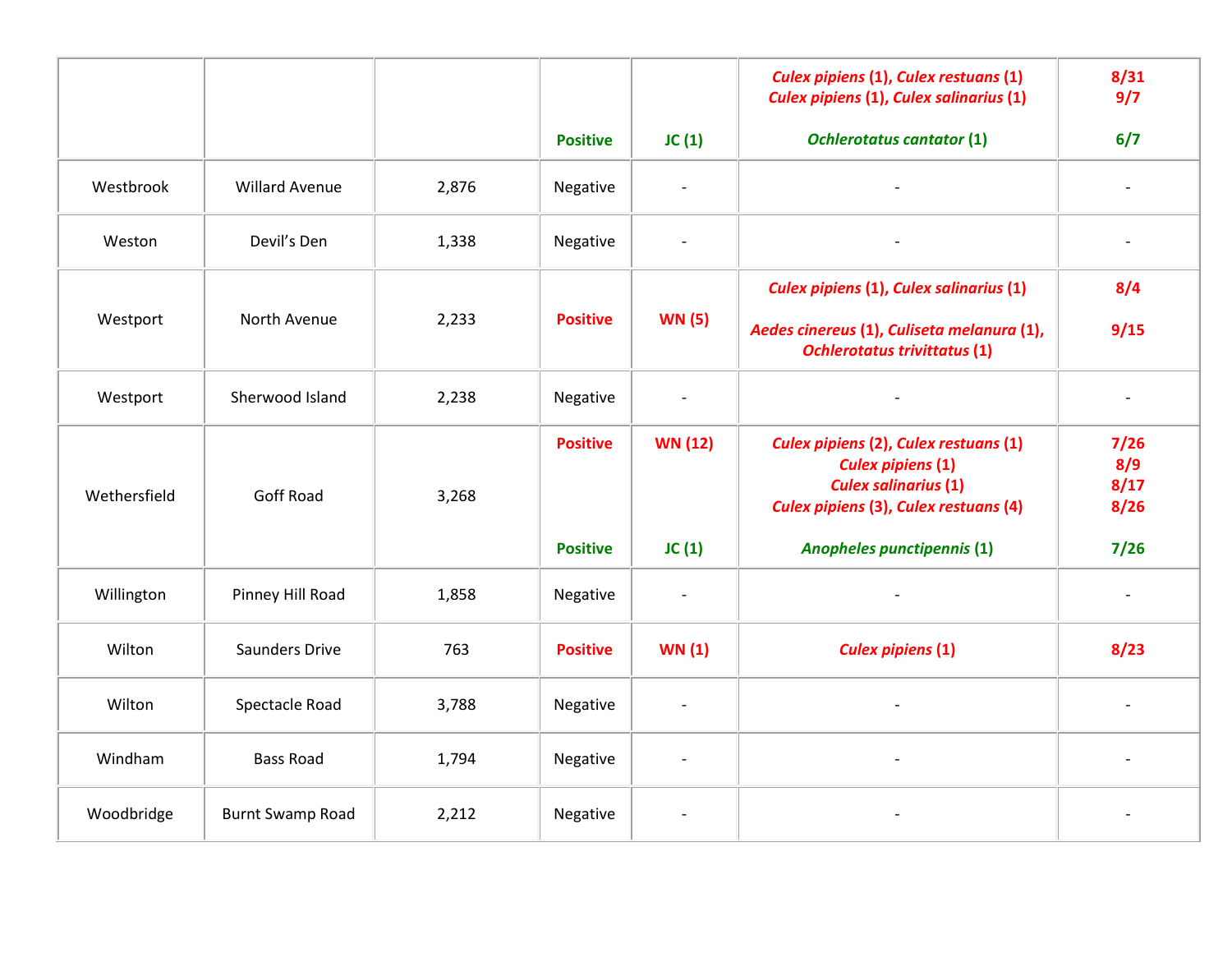| | | | | | | |
|---|---|---|---|---|---|---|
| | | | Positive | JC (1) | *Culex pipiens* (1), *Culex restuans* (1)<br>*Culex pipiens* (1), *Culex salinarius* (1)<br><br>*Ochlerotatus cantator* (1) | 8/31<br>9/7<br><br>6/7 |
| Westbrook | Willard Avenue | 2,876 | Negative | - | - | - |
| Weston | Devil's Den | 1,338 | Negative | - | - | - |
| Westport | North Avenue | 2,233 | Positive | WN (5) | *Culex pipiens* (1), *Culex salinarius* (1)<br><br>*Aedes cinereus* (1), *Culiseta melanura* (1), *Ochlerotatus trivittatus* (1) | 8/4<br><br>9/15 |
| Westport | Sherwood Island | 2,238 | Negative | - | - | - |
| Wethersfield | Goff Road | 3,268 | Positive<br><br>Positive | WN (12)<br><br>JC (1) | *Culex pipiens* (2), *Culex restuans* (1)<br>*Culex pipiens* (1)<br>*Culex salinarius* (1)<br>*Culex pipiens* (3), *Culex restuans* (4)<br><br>*Anopheles punctipennis* (1) | 7/26<br>8/9<br>8/17<br>8/26<br><br>7/26 |
| Willington | Pinney Hill Road | 1,858 | Negative | - | - | - |
| Wilton | Saunders Drive | 763 | Positive | WN (1) | *Culex pipiens* (1) | 8/23 |
| Wilton | Spectacle Road | 3,788 | Negative | - | - | - |
| Windham | Bass Road | 1,794 | Negative | - | - | - |
| Woodbridge | Burnt Swamp Road | 2,212 | Negative | - | - | - |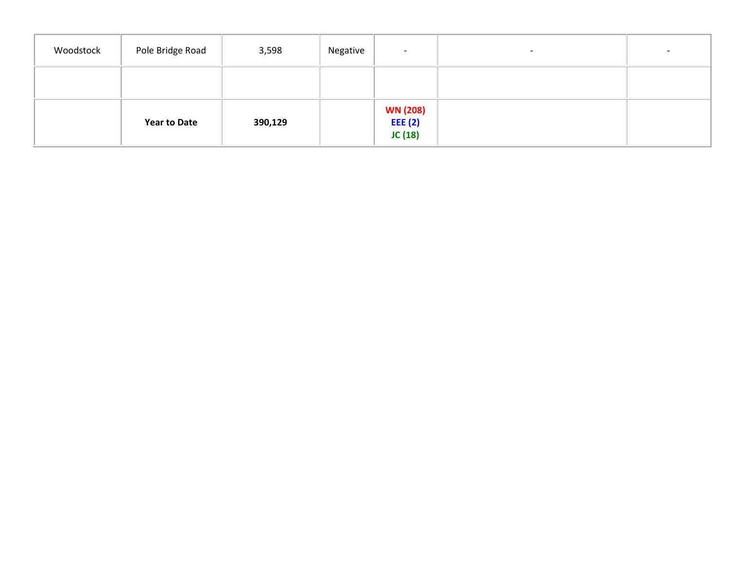| | | | | | | |
|---|---|---|---|---|---|---|
| Woodstock | Pole Bridge Road | 3,598 | Negative | - | - | - |
| | | | | | | |
| | **Year to Date** | **390,129** | | **WN (208)**<br>**EEE (2)**<br>**JC (18)** | | |